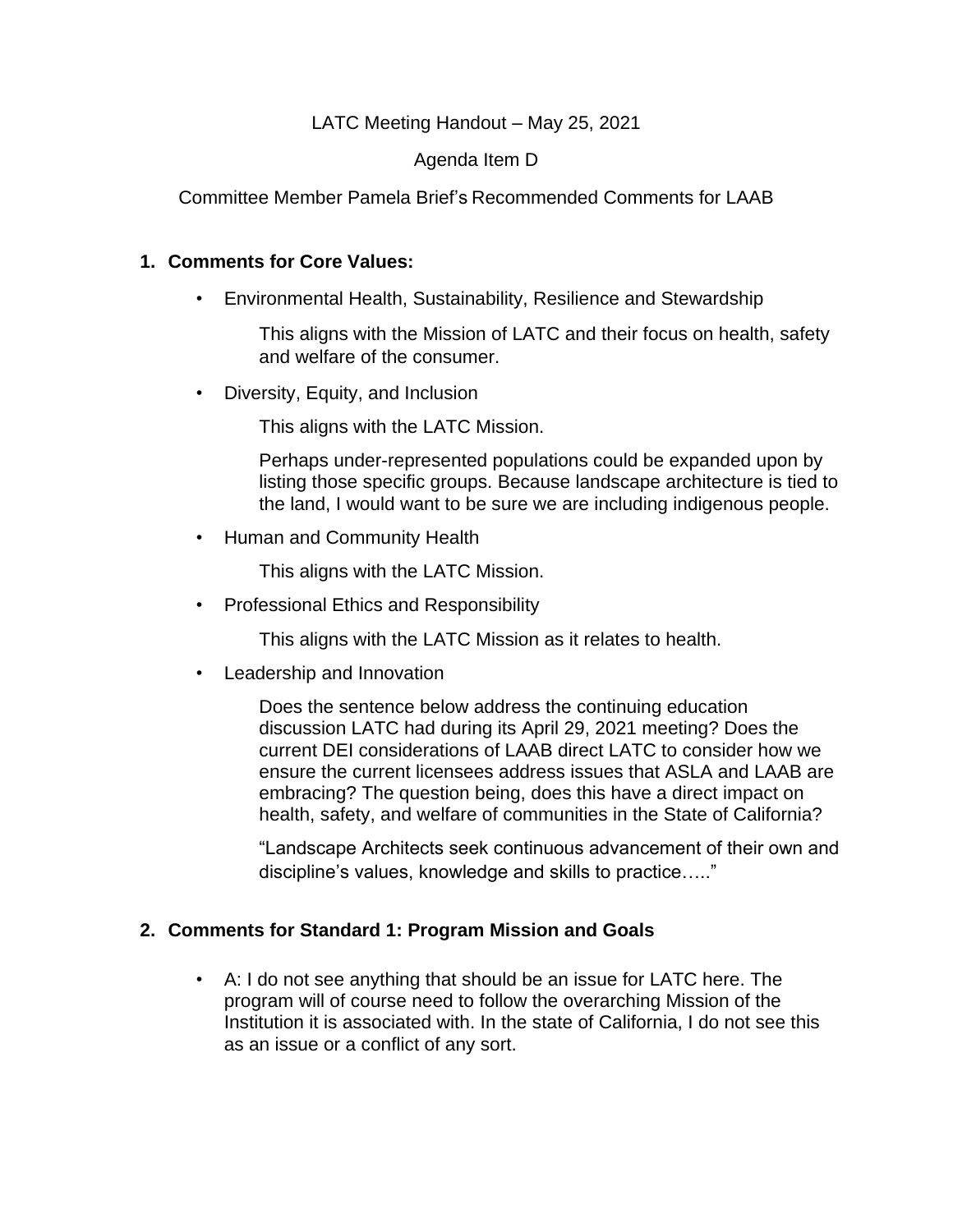LATC Meeting Handout – May 25, 2021

Agenda Item D

Committee Member Pamela Brief's Recommended Comments for LAAB

## 1. Comments for Core Values:

- Environmental Health, Sustainability, Resilience and Stewardship

  This aligns with the Mission of LATC and their focus on health, safety and welfare of the consumer.

- Diversity, Equity, and Inclusion

  This aligns with the LATC Mission.

  Perhaps under-represented populations could be expanded upon by listing those specific groups. Because landscape architecture is tied to the land, I would want to be sure we are including indigenous people.

- Human and Community Health

  This aligns with the LATC Mission.

- Professional Ethics and Responsibility

  This aligns with the LATC Mission as it relates to health.

- Leadership and Innovation

  Does the sentence below address the continuing education discussion LATC had during its April 29, 2021 meeting? Does the current DEI considerations of LAAB direct LATC to consider how we ensure the current licensees address issues that ASLA and LAAB are embracing? The question being, does this have a direct impact on health, safety, and welfare of communities in the State of California?

  "Landscape Architects seek continuous advancement of their own and discipline's values, knowledge and skills to practice….."

## 2. Comments for Standard 1: Program Mission and Goals

- A: I do not see anything that should be an issue for LATC here. The program will of course need to follow the overarching Mission of the Institution it is associated with. In the state of California, I do not see this as an issue or a conflict of any sort.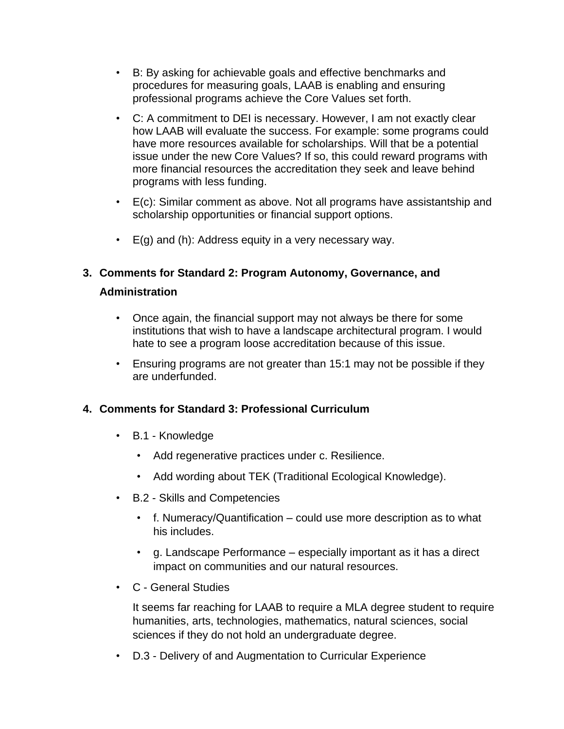- B: By asking for achievable goals and effective benchmarks and procedures for measuring goals, LAAB is enabling and ensuring professional programs achieve the Core Values set forth.
- C: A commitment to DEI is necessary. However, I am not exactly clear how LAAB will evaluate the success. For example: some programs could have more resources available for scholarships. Will that be a potential issue under the new Core Values? If so, this could reward programs with more financial resources the accreditation they seek and leave behind programs with less funding.
- E(c): Similar comment as above. Not all programs have assistantship and scholarship opportunities or financial support options.
- E(g) and (h): Address equity in a very necessary way.

3. **Comments for Standard 2: Program Autonomy, Governance, and Administration**

   - Once again, the financial support may not always be there for some institutions that wish to have a landscape architectural program. I would hate to see a program loose accreditation because of this issue.
   - Ensuring programs are not greater than 15:1 may not be possible if they are underfunded.

4. **Comments for Standard 3: Professional Curriculum**

   - B.1 - Knowledge
     - Add regenerative practices under c. Resilience.
     - Add wording about TEK (Traditional Ecological Knowledge).
   - B.2 - Skills and Competencies
     - f. Numeracy/Quantification – could use more description as to what his includes.
     - g. Landscape Performance – especially important as it has a direct impact on communities and our natural resources.
   - C - General Studies

     It seems far reaching for LAAB to require a MLA degree student to require humanities, arts, technologies, mathematics, natural sciences, social sciences if they do not hold an undergraduate degree.
   - D.3 - Delivery of and Augmentation to Curricular Experience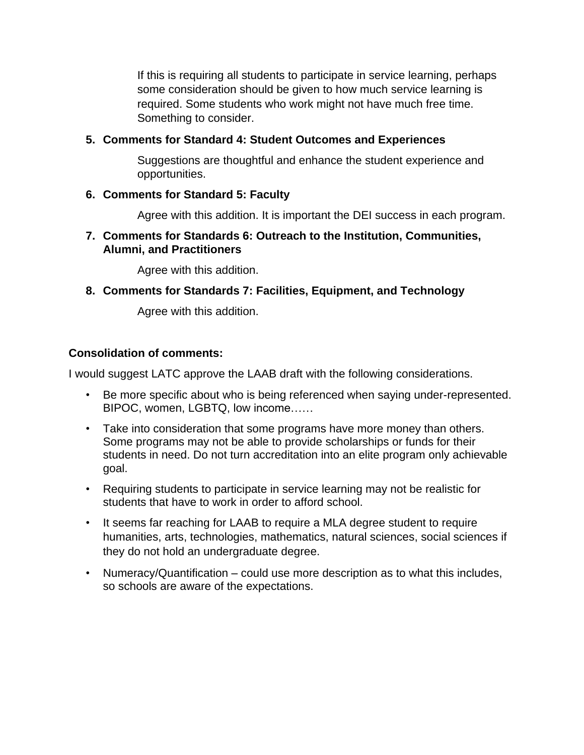If this is requiring all students to participate in service learning, perhaps some consideration should be given to how much service learning is required. Some students who work might not have much free time. Something to consider.

5. **Comments for Standard 4: Student Outcomes and Experiences**

   Suggestions are thoughtful and enhance the student experience and opportunities.

6. **Comments for Standard 5: Faculty**

   Agree with this addition. It is important the DEI success in each program.

7. **Comments for Standards 6: Outreach to the Institution, Communities, Alumni, and Practitioners**

   Agree with this addition.

8. **Comments for Standards 7: Facilities, Equipment, and Technology**

   Agree with this addition.

**Consolidation of comments:**

I would suggest LATC approve the LAAB draft with the following considerations.

- Be more specific about who is being referenced when saying under-represented. BIPOC, women, LGBTQ, low income……
- Take into consideration that some programs have more money than others. Some programs may not be able to provide scholarships or funds for their students in need. Do not turn accreditation into an elite program only achievable goal.
- Requiring students to participate in service learning may not be realistic for students that have to work in order to afford school.
- It seems far reaching for LAAB to require a MLA degree student to require humanities, arts, technologies, mathematics, natural sciences, social sciences if they do not hold an undergraduate degree.
- Numeracy/Quantification – could use more description as to what this includes, so schools are aware of the expectations.